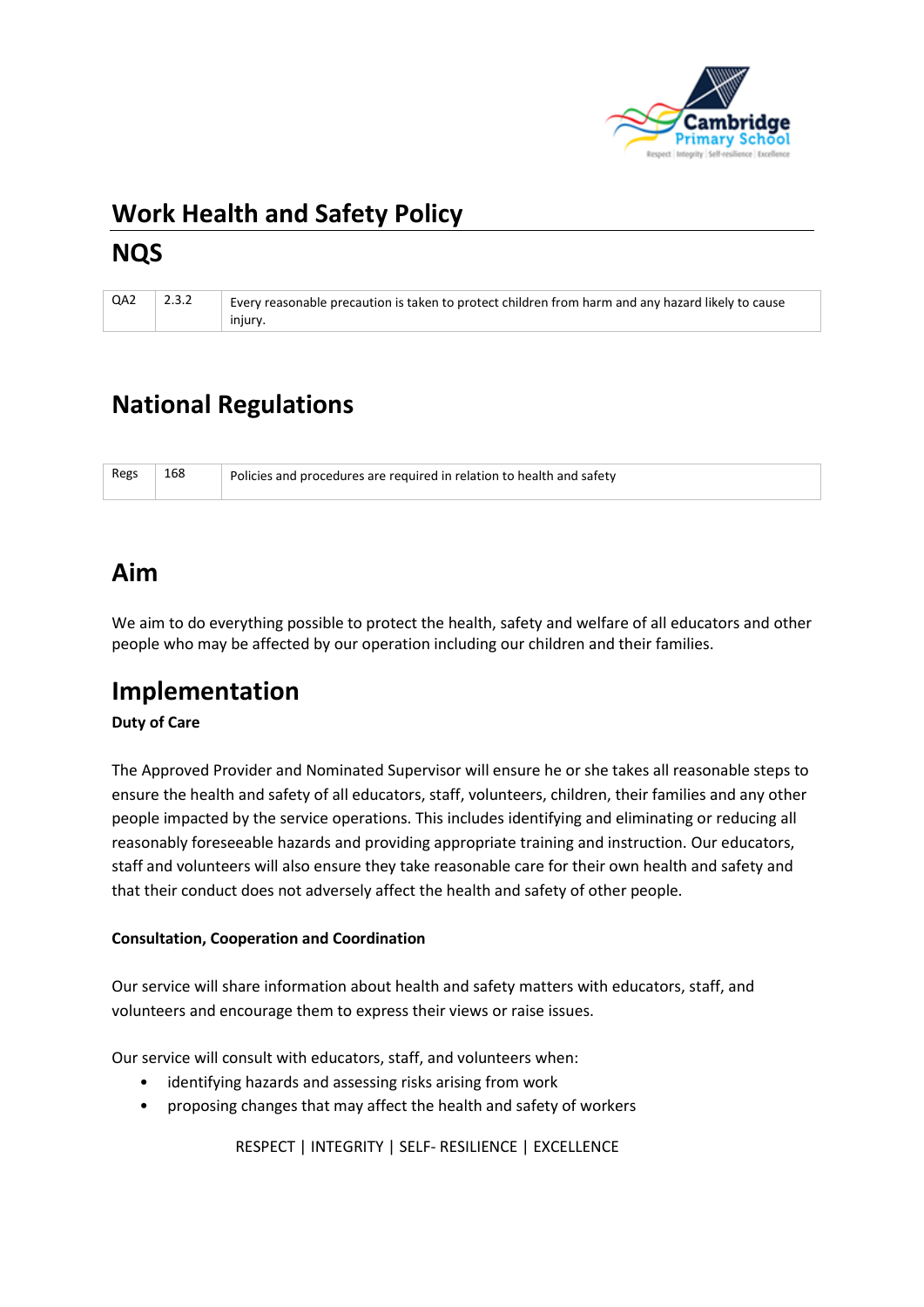# Work Health and Safety Policy

## NQS

| QA2 | 2.3.2 | Every reasonable precaution is taken to protect children from harm and any hazard likely to cause injury. |
|---|---|---|

## National Regulations

| Regs | 168 | Policies and procedures are required in relation to health and safety |
|---|---|---|

## Aim

We aim to do everything possible to protect the health, safety and welfare of all educators and other people who may be affected by our operation including our children and their families.

## Implementation

**Duty of Care**

The Approved Provider and Nominated Supervisor will ensure he or she takes all reasonable steps to ensure the health and safety of all educators, staff, volunteers, children, their families and any other people impacted by the service operations. This includes identifying and eliminating or reducing all reasonably foreseeable hazards and providing appropriate training and instruction. Our educators, staff and volunteers will also ensure they take reasonable care for their own health and safety and that their conduct does not adversely affect the health and safety of other people.

**Consultation, Cooperation and Coordination**

Our service will share information about health and safety matters with educators, staff, and volunteers and encourage them to express their views or raise issues.

Our service will consult with educators, staff, and volunteers when:

- identifying hazards and assessing risks arising from work
- proposing changes that may affect the health and safety of workers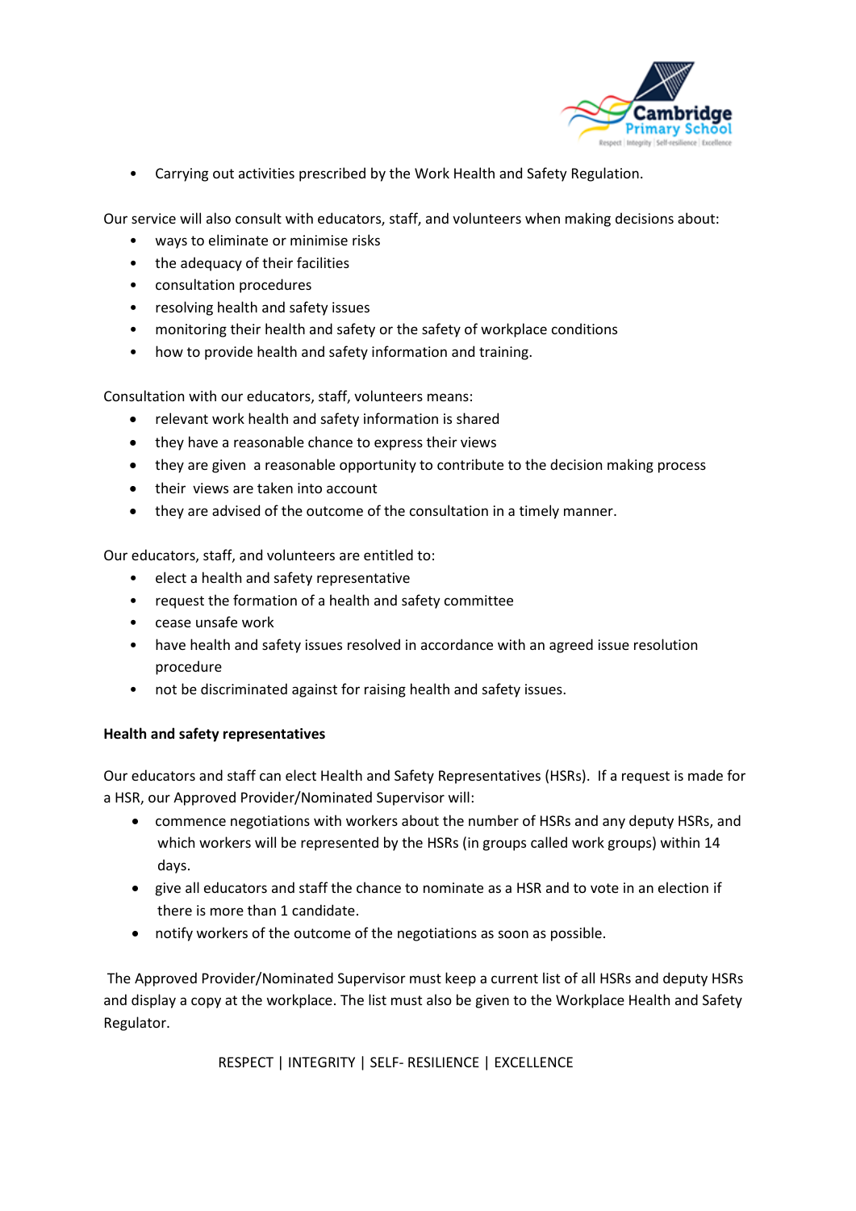- Carrying out activities prescribed by the Work Health and Safety Regulation.

Our service will also consult with educators, staff, and volunteers when making decisions about:

- ways to eliminate or minimise risks
- the adequacy of their facilities
- consultation procedures
- resolving health and safety issues
- monitoring their health and safety or the safety of workplace conditions
- how to provide health and safety information and training.

Consultation with our educators, staff, volunteers means:

- relevant work health and safety information is shared
- they have a reasonable chance to express their views
- they are given a reasonable opportunity to contribute to the decision making process
- their views are taken into account
- they are advised of the outcome of the consultation in a timely manner.

Our educators, staff, and volunteers are entitled to:

- elect a health and safety representative
- request the formation of a health and safety committee
- cease unsafe work
- have health and safety issues resolved in accordance with an agreed issue resolution procedure
- not be discriminated against for raising health and safety issues.

**Health and safety representatives**

Our educators and staff can elect Health and Safety Representatives (HSRs). If a request is made for a HSR, our Approved Provider/Nominated Supervisor will:

- commence negotiations with workers about the number of HSRs and any deputy HSRs, and which workers will be represented by the HSRs (in groups called work groups) within 14 days.
- give all educators and staff the chance to nominate as a HSR and to vote in an election if there is more than 1 candidate.
- notify workers of the outcome of the negotiations as soon as possible.

The Approved Provider/Nominated Supervisor must keep a current list of all HSRs and deputy HSRs and display a copy at the workplace. The list must also be given to the Workplace Health and Safety Regulator.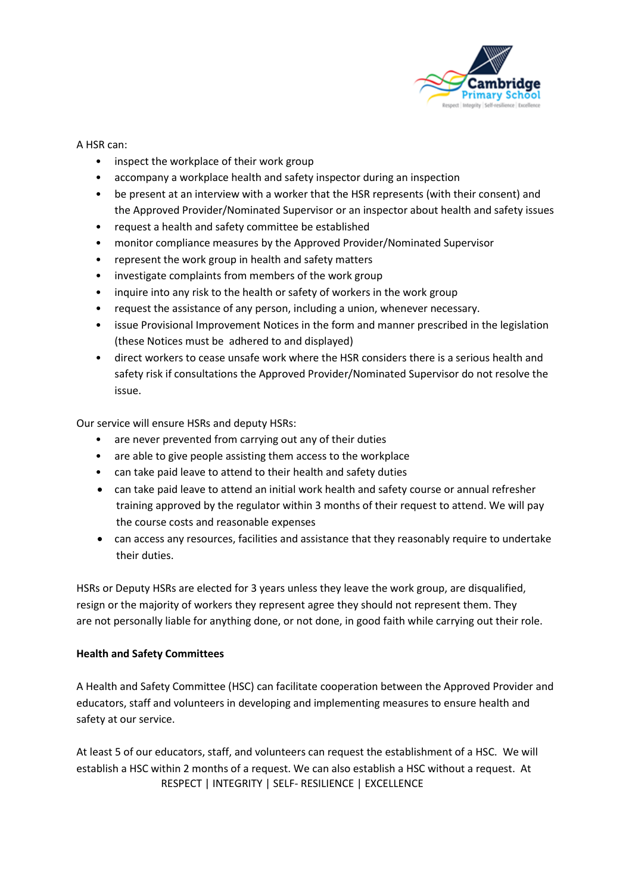A HSR can:

- inspect the workplace of their work group
- accompany a workplace health and safety inspector during an inspection
- be present at an interview with a worker that the HSR represents (with their consent) and the Approved Provider/Nominated Supervisor or an inspector about health and safety issues
- request a health and safety committee be established
- monitor compliance measures by the Approved Provider/Nominated Supervisor
- represent the work group in health and safety matters
- investigate complaints from members of the work group
- inquire into any risk to the health or safety of workers in the work group
- request the assistance of any person, including a union, whenever necessary.
- issue Provisional Improvement Notices in the form and manner prescribed in the legislation (these Notices must be adhered to and displayed)
- direct workers to cease unsafe work where the HSR considers there is a serious health and safety risk if consultations the Approved Provider/Nominated Supervisor do not resolve the issue.

Our service will ensure HSRs and deputy HSRs:

- are never prevented from carrying out any of their duties
- are able to give people assisting them access to the workplace
- can take paid leave to attend to their health and safety duties
- can take paid leave to attend an initial work health and safety course or annual refresher training approved by the regulator within 3 months of their request to attend. We will pay the course costs and reasonable expenses
- can access any resources, facilities and assistance that they reasonably require to undertake their duties.

HSRs or Deputy HSRs are elected for 3 years unless they leave the work group, are disqualified, resign or the majority of workers they represent agree they should not represent them. They are not personally liable for anything done, or not done, in good faith while carrying out their role.

**Health and Safety Committees**

A Health and Safety Committee (HSC) can facilitate cooperation between the Approved Provider and educators, staff and volunteers in developing and implementing measures to ensure health and safety at our service.

At least 5 of our educators, staff, and volunteers can request the establishment of a HSC. We will establish a HSC within 2 months of a request. We can also establish a HSC without a request. At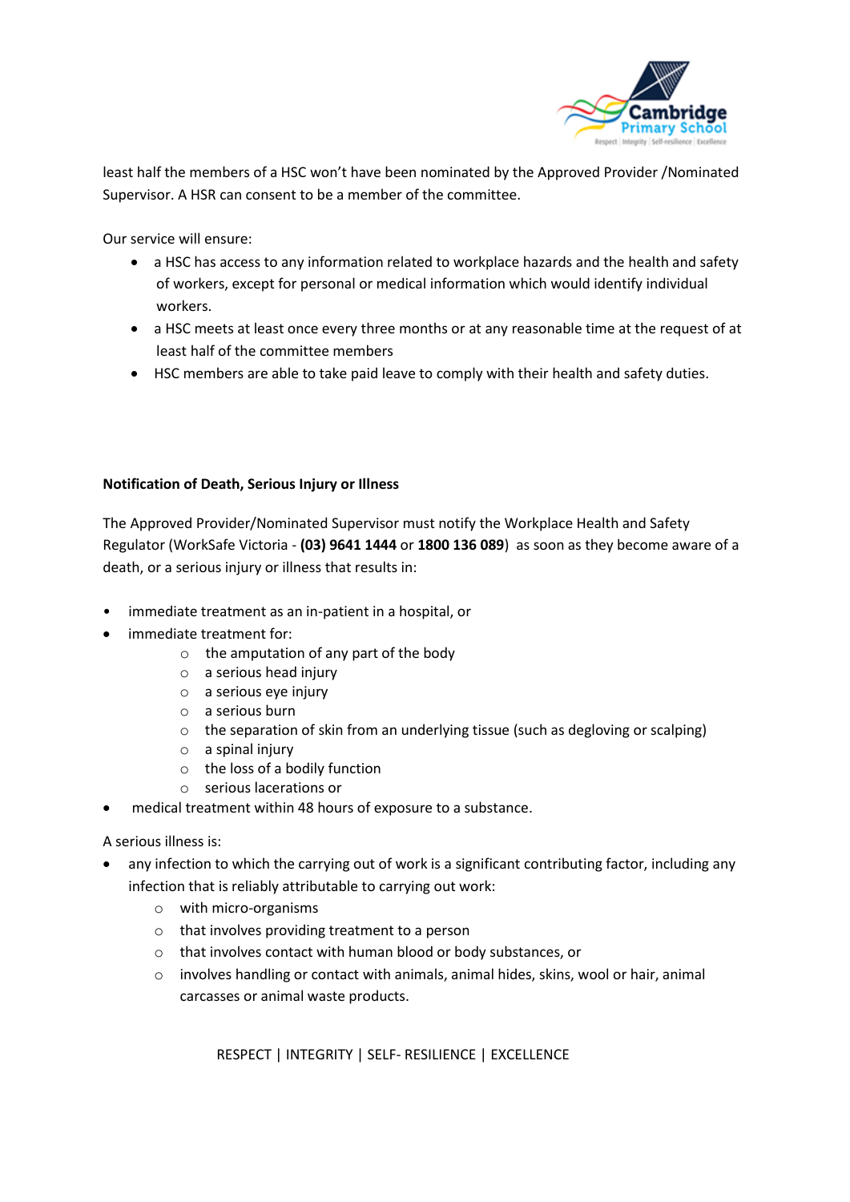least half the members of a HSC won't have been nominated by the Approved Provider /Nominated Supervisor. A HSR can consent to be a member of the committee.

Our service will ensure:

- a HSC has access to any information related to workplace hazards and the health and safety of workers, except for personal or medical information which would identify individual workers.
- a HSC meets at least once every three months or at any reasonable time at the request of at least half of the committee members
- HSC members are able to take paid leave to comply with their health and safety duties.

**Notification of Death, Serious Injury or Illness**

The Approved Provider/Nominated Supervisor must notify the Workplace Health and Safety Regulator (WorkSafe Victoria - **(03) 9641 1444** or **1800 136 089**) as soon as they become aware of a death, or a serious injury or illness that results in:

- immediate treatment as an in-patient in a hospital, or
- immediate treatment for:
  - the amputation of any part of the body
  - a serious head injury
  - a serious eye injury
  - a serious burn
  - the separation of skin from an underlying tissue (such as degloving or scalping)
  - a spinal injury
  - the loss of a bodily function
  - serious lacerations or
- medical treatment within 48 hours of exposure to a substance.

A serious illness is:

- any infection to which the carrying out of work is a significant contributing factor, including any infection that is reliably attributable to carrying out work:
  - with micro-organisms
  - that involves providing treatment to a person
  - that involves contact with human blood or body substances, or
  - involves handling or contact with animals, animal hides, skins, wool or hair, animal carcasses or animal waste products.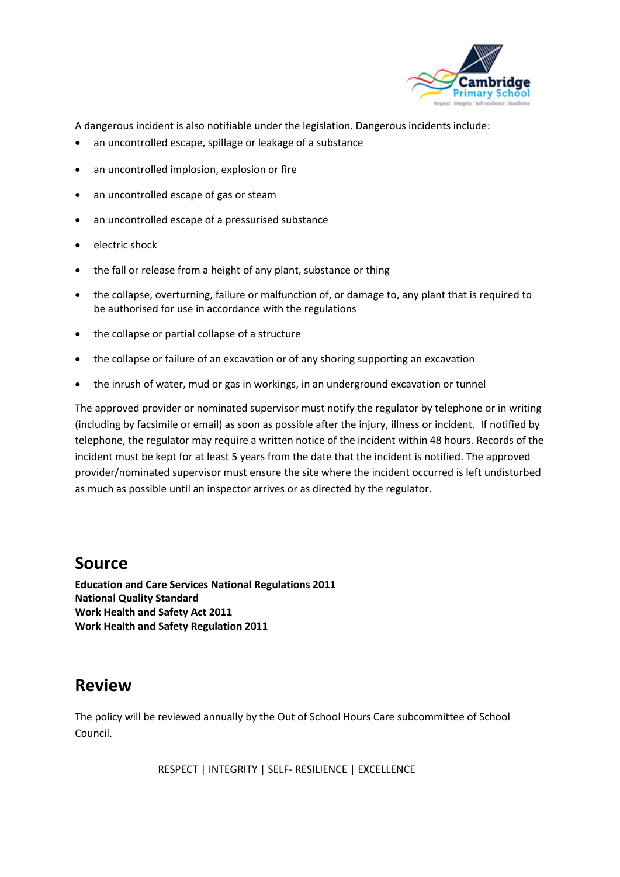A dangerous incident is also notifiable under the legislation. Dangerous incidents include:

- an uncontrolled escape, spillage or leakage of a substance
- an uncontrolled implosion, explosion or fire
- an uncontrolled escape of gas or steam
- an uncontrolled escape of a pressurised substance
- electric shock
- the fall or release from a height of any plant, substance or thing
- the collapse, overturning, failure or malfunction of, or damage to, any plant that is required to be authorised for use in accordance with the regulations
- the collapse or partial collapse of a structure
- the collapse or failure of an excavation or of any shoring supporting an excavation
- the inrush of water, mud or gas in workings, in an underground excavation or tunnel

The approved provider or nominated supervisor must notify the regulator by telephone or in writing (including by facsimile or email) as soon as possible after the injury, illness or incident. If notified by telephone, the regulator may require a written notice of the incident within 48 hours. Records of the incident must be kept for at least 5 years from the date that the incident is notified. The approved provider/nominated supervisor must ensure the site where the incident occurred is left undisturbed as much as possible until an inspector arrives or as directed by the regulator.

## Source

**Education and Care Services National Regulations 2011**
**National Quality Standard**
**Work Health and Safety Act 2011**
**Work Health and Safety Regulation 2011**

## Review

The policy will be reviewed annually by the Out of School Hours Care subcommittee of School Council.

RESPECT | INTEGRITY | SELF- RESILIENCE | EXCELLENCE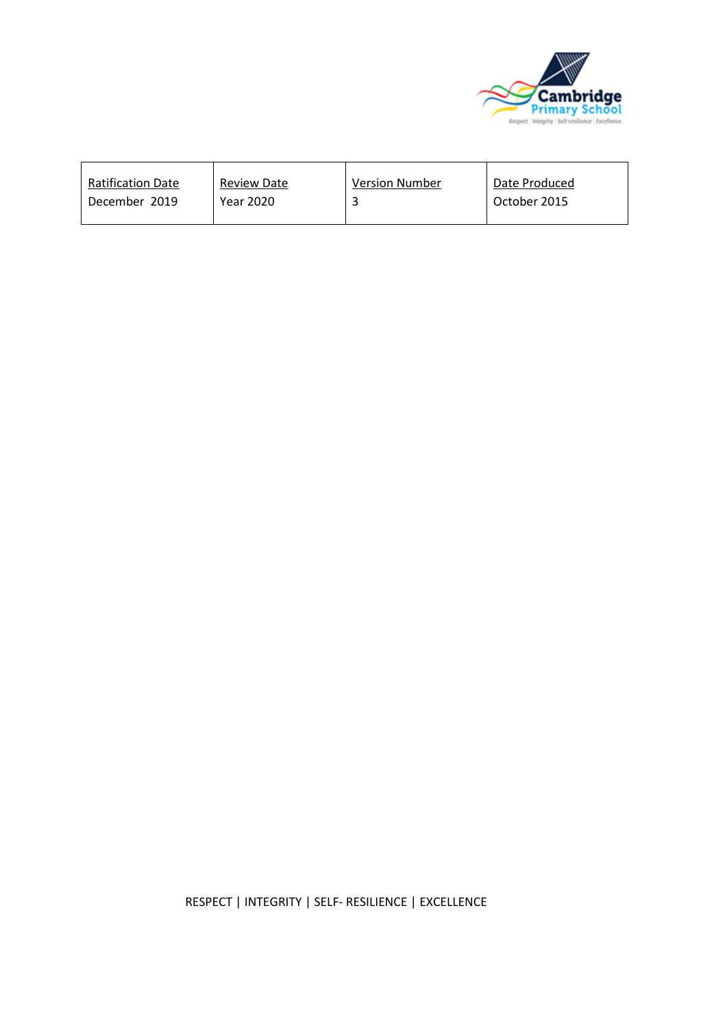| Ratification Date | Review Date | Version Number | Date Produced |
|---|---|---|---|
| December 2019 | Year 2020 | 3 | October 2015 |

RESPECT | INTEGRITY | SELF- RESILIENCE | EXCELLENCE